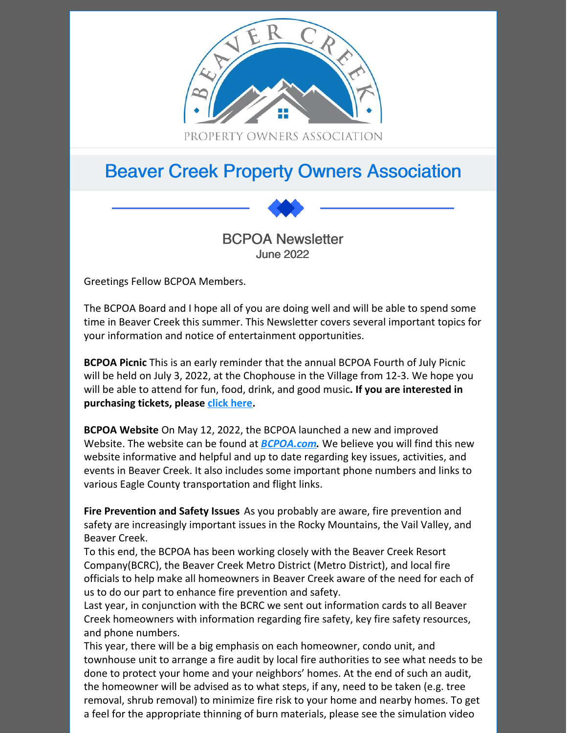BEAVER CREEK

PROPERTY OWNERS ASSOCIATION

# Beaver Creek Property Owners Association

## BCPOA Newsletter
June 2022

Greetings Fellow BCPOA Members.

The BCPOA Board and I hope all of you are doing well and will be able to spend some time in Beaver Creek this summer. This Newsletter covers several important topics for your information and notice of entertainment opportunities.

**BCPOA Picnic** This is an early reminder that the annual BCPOA Fourth of July Picnic will be held on July 3, 2022, at the Chophouse in the Village from 12-3. We hope you will be able to attend for fun, food, drink, and good music**. If you are interested in purchasing tickets, please click here.**

**BCPOA Website** On May 12, 2022, the BCPOA launched a new and improved Website. The website can be found at ***BCPOA.com.*** We believe you will find this new website informative and helpful and up to date regarding key issues, activities, and events in Beaver Creek. It also includes some important phone numbers and links to various Eagle County transportation and flight links.

**Fire Prevention and Safety Issues** As you probably are aware, fire prevention and safety are increasingly important issues in the Rocky Mountains, the Vail Valley, and Beaver Creek.
To this end, the BCPOA has been working closely with the Beaver Creek Resort Company(BCRC), the Beaver Creek Metro District (Metro District), and local fire officials to help make all homeowners in Beaver Creek aware of the need for each of us to do our part to enhance fire prevention and safety.
Last year, in conjunction with the BCRC we sent out information cards to all Beaver Creek homeowners with information regarding fire safety, key fire safety resources, and phone numbers.
This year, there will be a big emphasis on each homeowner, condo unit, and townhouse unit to arrange a fire audit by local fire authorities to see what needs to be done to protect your home and your neighbors' homes. At the end of such an audit, the homeowner will be advised as to what steps, if any, need to be taken (e.g. tree removal, shrub removal) to minimize fire risk to your home and nearby homes. To get a feel for the appropriate thinning of burn materials, please see the simulation video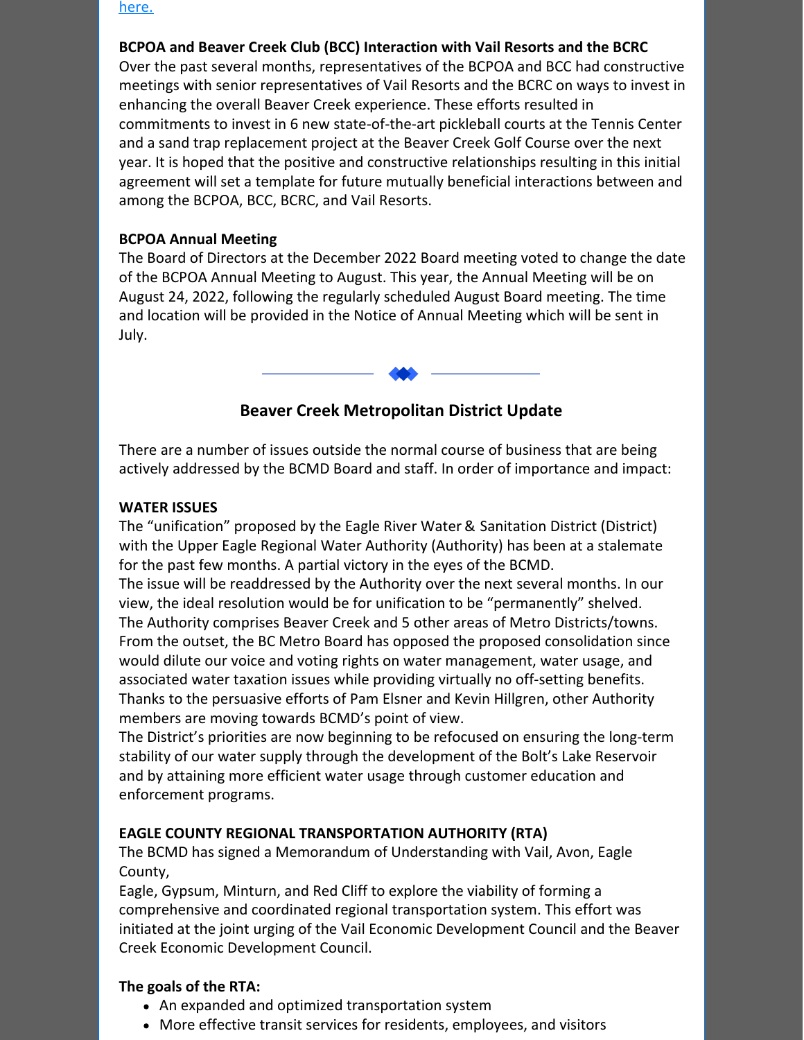here.

**BCPOA and Beaver Creek Club (BCC) Interaction with Vail Resorts and the BCRC**
Over the past several months, representatives of the BCPOA and BCC had constructive meetings with senior representatives of Vail Resorts and the BCRC on ways to invest in enhancing the overall Beaver Creek experience. These efforts resulted in commitments to invest in 6 new state-of-the-art pickleball courts at the Tennis Center and a sand trap replacement project at the Beaver Creek Golf Course over the next year. It is hoped that the positive and constructive relationships resulting in this initial agreement will set a template for future mutually beneficial interactions between and among the BCPOA, BCC, BCRC, and Vail Resorts.

**BCPOA Annual Meeting**
The Board of Directors at the December 2022 Board meeting voted to change the date of the BCPOA Annual Meeting to August. This year, the Annual Meeting will be on August 24, 2022, following the regularly scheduled August Board meeting. The time and location will be provided in the Notice of Annual Meeting which will be sent in July.

## Beaver Creek Metropolitan District Update

There are a number of issues outside the normal course of business that are being actively addressed by the BCMD Board and staff. In order of importance and impact:

**WATER ISSUES**
The "unification" proposed by the Eagle River Water & Sanitation District (District) with the Upper Eagle Regional Water Authority (Authority) has been at a stalemate for the past few months. A partial victory in the eyes of the BCMD.
The issue will be readdressed by the Authority over the next several months. In our view, the ideal resolution would be for unification to be "permanently" shelved.
The Authority comprises Beaver Creek and 5 other areas of Metro Districts/towns.
From the outset, the BC Metro Board has opposed the proposed consolidation since would dilute our voice and voting rights on water management, water usage, and associated water taxation issues while providing virtually no off-setting benefits.
Thanks to the persuasive efforts of Pam Elsner and Kevin Hillgren, other Authority members are moving towards BCMD's point of view.
The District's priorities are now beginning to be refocused on ensuring the long-term stability of our water supply through the development of the Bolt's Lake Reservoir and by attaining more efficient water usage through customer education and enforcement programs.

**EAGLE COUNTY REGIONAL TRANSPORTATION AUTHORITY (RTA)**
The BCMD has signed a Memorandum of Understanding with Vail, Avon, Eagle County,
Eagle, Gypsum, Minturn, and Red Cliff to explore the viability of forming a comprehensive and coordinated regional transportation system. This effort was initiated at the joint urging of the Vail Economic Development Council and the Beaver Creek Economic Development Council.

**The goals of the RTA:**

- An expanded and optimized transportation system
- More effective transit services for residents, employees, and visitors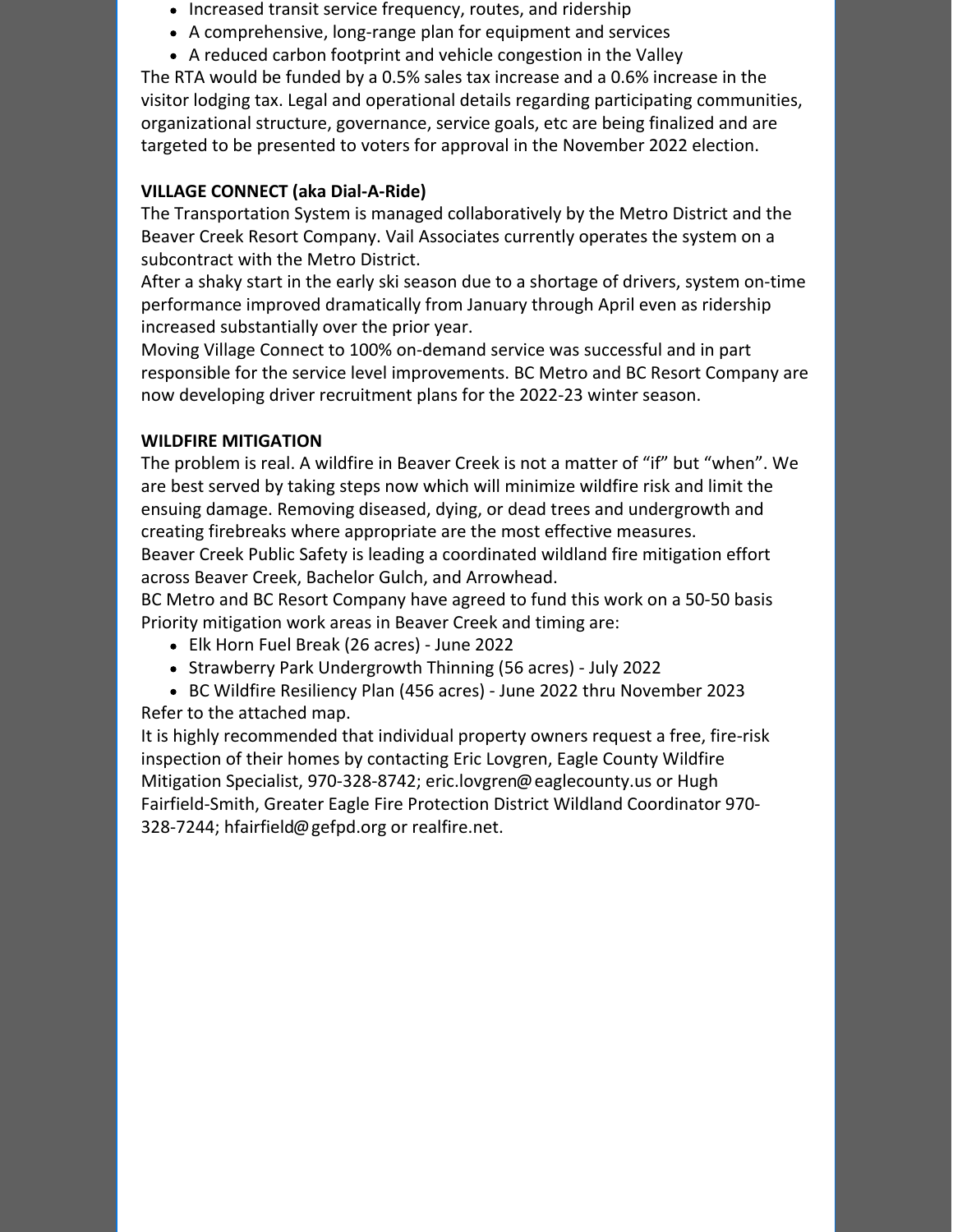- Increased transit service frequency, routes, and ridership
- A comprehensive, long-range plan for equipment and services
- A reduced carbon footprint and vehicle congestion in the Valley

The RTA would be funded by a 0.5% sales tax increase and a 0.6% increase in the visitor lodging tax. Legal and operational details regarding participating communities, organizational structure, governance, service goals, etc are being finalized and are targeted to be presented to voters for approval in the November 2022 election.

**VILLAGE CONNECT (aka Dial-A-Ride)**

The Transportation System is managed collaboratively by the Metro District and the Beaver Creek Resort Company. Vail Associates currently operates the system on a subcontract with the Metro District.

After a shaky start in the early ski season due to a shortage of drivers, system on-time performance improved dramatically from January through April even as ridership increased substantially over the prior year.

Moving Village Connect to 100% on-demand service was successful and in part responsible for the service level improvements. BC Metro and BC Resort Company are now developing driver recruitment plans for the 2022-23 winter season.

**WILDFIRE MITIGATION**

The problem is real. A wildfire in Beaver Creek is not a matter of "if" but "when". We are best served by taking steps now which will minimize wildfire risk and limit the ensuing damage. Removing diseased, dying, or dead trees and undergrowth and creating firebreaks where appropriate are the most effective measures.

Beaver Creek Public Safety is leading a coordinated wildland fire mitigation effort across Beaver Creek, Bachelor Gulch, and Arrowhead.

BC Metro and BC Resort Company have agreed to fund this work on a 50-50 basis

Priority mitigation work areas in Beaver Creek and timing are:

- Elk Horn Fuel Break (26 acres) - June 2022
- Strawberry Park Undergrowth Thinning (56 acres) - July 2022
- BC Wildfire Resiliency Plan (456 acres) - June 2022 thru November 2023

Refer to the attached map.

It is highly recommended that individual property owners request a free, fire-risk inspection of their homes by contacting Eric Lovgren, Eagle County Wildfire Mitigation Specialist, 970-328-8742; eric.lovgren@eaglecounty.us or Hugh Fairfield-Smith, Greater Eagle Fire Protection District Wildland Coordinator 970-328-7244; hfairfield@gefpd.org or realfire.net.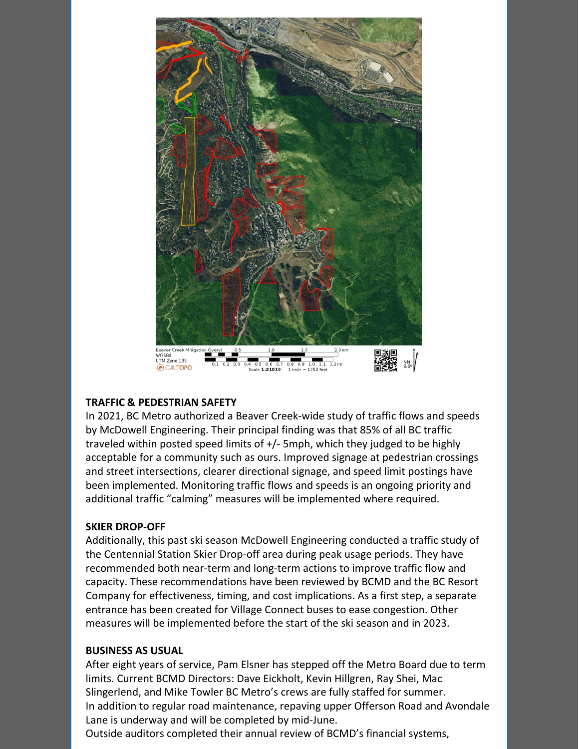Beaver Creek Mitigation Overvi
WGS84
UTM Zone 13S
CALTOPO
Scale 1:21019  1 inch = 1752 feet
MN 8.6°

## TRAFFIC & PEDESTRIAN SAFETY

In 2021, BC Metro authorized a Beaver Creek-wide study of traffic flows and speeds by McDowell Engineering. Their principal finding was that 85% of all BC traffic traveled within posted speed limits of +/- 5mph, which they judged to be highly acceptable for a community such as ours. Improved signage at pedestrian crossings and street intersections, clearer directional signage, and speed limit postings have been implemented. Monitoring traffic flows and speeds is an ongoing priority and additional traffic "calming" measures will be implemented where required.

## SKIER DROP-OFF

Additionally, this past ski season McDowell Engineering conducted a traffic study of the Centennial Station Skier Drop-off area during peak usage periods. They have recommended both near-term and long-term actions to improve traffic flow and capacity. These recommendations have been reviewed by BCMD and the BC Resort Company for effectiveness, timing, and cost implications. As a first step, a separate entrance has been created for Village Connect buses to ease congestion. Other measures will be implemented before the start of the ski season and in 2023.

## BUSINESS AS USUAL

After eight years of service, Pam Elsner has stepped off the Metro Board due to term limits. Current BCMD Directors: Dave Eickholt, Kevin Hillgren, Ray Shei, Mac Slingerlend, and Mike Towler BC Metro's crews are fully staffed for summer.
In addition to regular road maintenance, repaving upper Offerson Road and Avondale Lane is underway and will be completed by mid-June.
Outside auditors completed their annual review of BCMD's financial systems,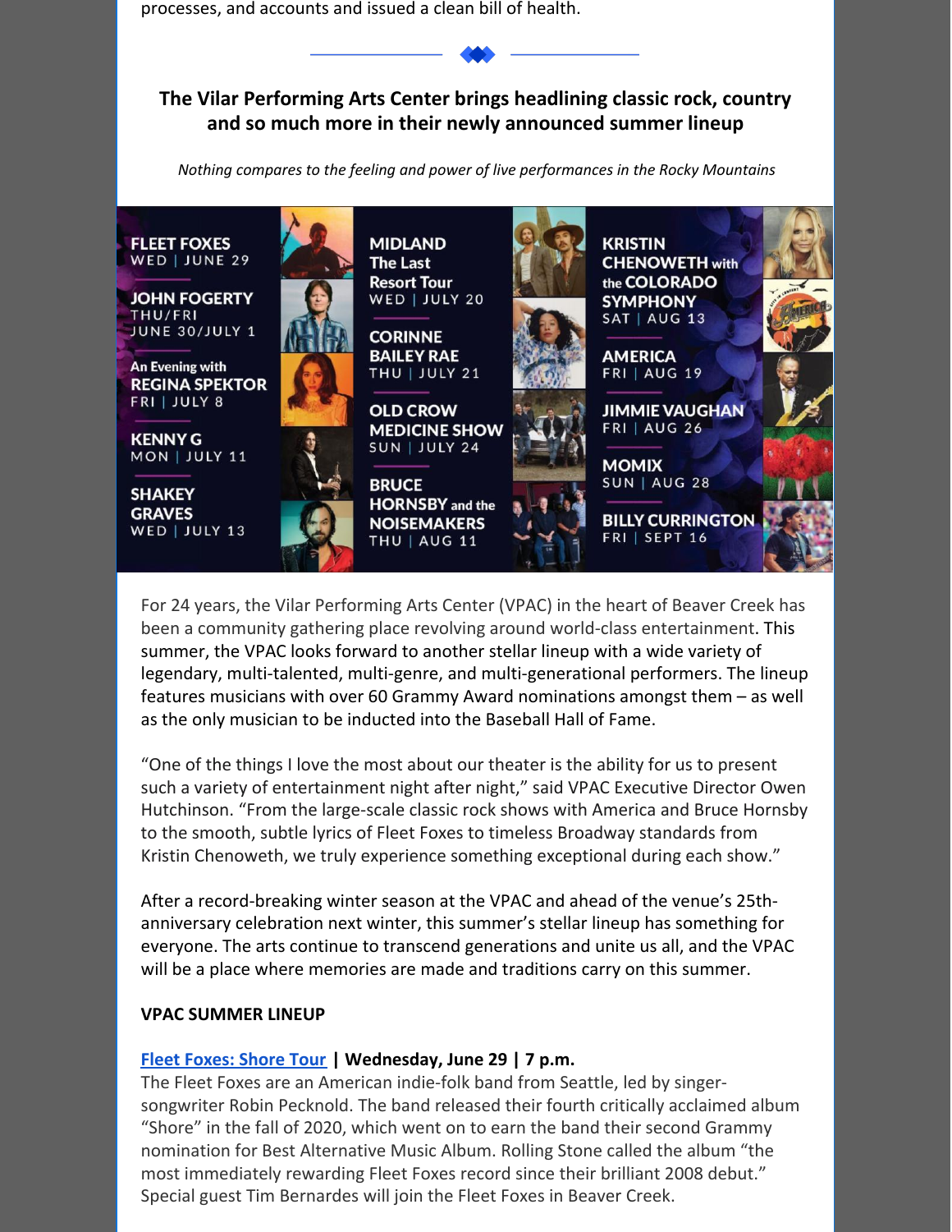processes, and accounts and issued a clean bill of health.

**The Vilar Performing Arts Center brings headlining classic rock, country and so much more in their newly announced summer lineup**

*Nothing compares to the feeling and power of live performances in the Rocky Mountains*

FLEET FOXES
WED | JUNE 29

JOHN FOGERTY
THU/FRI
JUNE 30/JULY 1

An Evening with
REGINA SPEKTOR
FRI | JULY 8

KENNY G
MON | JULY 11

SHAKEY GRAVES
WED | JULY 13

MIDLAND
The Last Resort Tour
WED | JULY 20

CORINNE BAILEY RAE
THU | JULY 21

OLD CROW MEDICINE SHOW
SUN | JULY 24

BRUCE HORNSBY and the NOISEMAKERS
THU | AUG 11

KRISTIN CHENOWETH with the COLORADO SYMPHONY
SAT | AUG 13

AMERICA
FRI | AUG 19

JIMMIE VAUGHAN
FRI | AUG 26

MOMIX
SUN | AUG 28

BILLY CURRINGTON
FRI | SEPT 16

For 24 years, the Vilar Performing Arts Center (VPAC) in the heart of Beaver Creek has been a community gathering place revolving around world-class entertainment. This summer, the VPAC looks forward to another stellar lineup with a wide variety of legendary, multi-talented, multi-genre, and multi-generational performers. The lineup features musicians with over 60 Grammy Award nominations amongst them – as well as the only musician to be inducted into the Baseball Hall of Fame.

"One of the things I love the most about our theater is the ability for us to present such a variety of entertainment night after night," said VPAC Executive Director Owen Hutchinson. "From the large-scale classic rock shows with America and Bruce Hornsby to the smooth, subtle lyrics of Fleet Foxes to timeless Broadway standards from Kristin Chenoweth, we truly experience something exceptional during each show."

After a record-breaking winter season at the VPAC and ahead of the venue's 25th-anniversary celebration next winter, this summer's stellar lineup has something for everyone. The arts continue to transcend generations and unite us all, and the VPAC will be a place where memories are made and traditions carry on this summer.

**VPAC SUMMER LINEUP**

**Fleet Foxes: Shore Tour | Wednesday, June 29 | 7 p.m.**
The Fleet Foxes are an American indie-folk band from Seattle, led by singer-songwriter Robin Pecknold. The band released their fourth critically acclaimed album "Shore" in the fall of 2020, which went on to earn the band their second Grammy nomination for Best Alternative Music Album. Rolling Stone called the album "the most immediately rewarding Fleet Foxes record since their brilliant 2008 debut." Special guest Tim Bernardes will join the Fleet Foxes in Beaver Creek.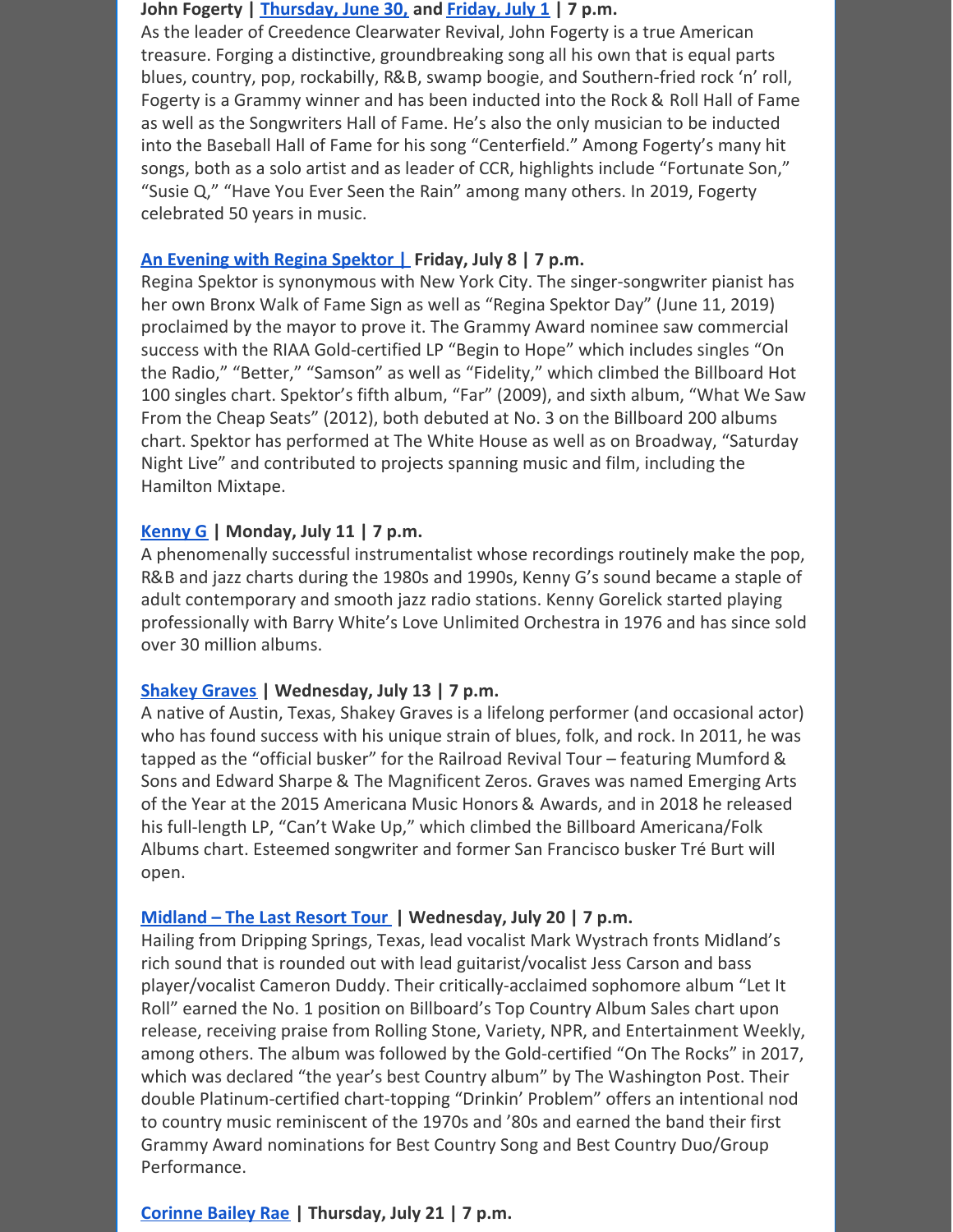**John Fogerty | Thursday, June 30, and Friday, July 1 | 7 p.m.**

As the leader of Creedence Clearwater Revival, John Fogerty is a true American treasure. Forging a distinctive, groundbreaking song all his own that is equal parts blues, country, pop, rockabilly, R&B, swamp boogie, and Southern-fried rock 'n' roll, Fogerty is a Grammy winner and has been inducted into the Rock & Roll Hall of Fame as well as the Songwriters Hall of Fame. He's also the only musician to be inducted into the Baseball Hall of Fame for his song "Centerfield." Among Fogerty's many hit songs, both as a solo artist and as leader of CCR, highlights include "Fortunate Son," "Susie Q," "Have You Ever Seen the Rain" among many others. In 2019, Fogerty celebrated 50 years in music.

**An Evening with Regina Spektor | Friday, July 8 | 7 p.m.**

Regina Spektor is synonymous with New York City. The singer-songwriter pianist has her own Bronx Walk of Fame Sign as well as "Regina Spektor Day" (June 11, 2019) proclaimed by the mayor to prove it. The Grammy Award nominee saw commercial success with the RIAA Gold-certified LP "Begin to Hope" which includes singles "On the Radio," "Better," "Samson" as well as "Fidelity," which climbed the Billboard Hot 100 singles chart. Spektor's fifth album, "Far" (2009), and sixth album, "What We Saw From the Cheap Seats" (2012), both debuted at No. 3 on the Billboard 200 albums chart. Spektor has performed at The White House as well as on Broadway, "Saturday Night Live" and contributed to projects spanning music and film, including the Hamilton Mixtape.

**Kenny G | Monday, July 11 | 7 p.m.**

A phenomenally successful instrumentalist whose recordings routinely make the pop, R&B and jazz charts during the 1980s and 1990s, Kenny G's sound became a staple of adult contemporary and smooth jazz radio stations. Kenny Gorelick started playing professionally with Barry White's Love Unlimited Orchestra in 1976 and has since sold over 30 million albums.

**Shakey Graves | Wednesday, July 13 | 7 p.m.**

A native of Austin, Texas, Shakey Graves is a lifelong performer (and occasional actor) who has found success with his unique strain of blues, folk, and rock. In 2011, he was tapped as the "official busker" for the Railroad Revival Tour – featuring Mumford & Sons and Edward Sharpe & The Magnificent Zeros. Graves was named Emerging Arts of the Year at the 2015 Americana Music Honors & Awards, and in 2018 he released his full-length LP, "Can't Wake Up," which climbed the Billboard Americana/Folk Albums chart. Esteemed songwriter and former San Francisco busker Tré Burt will open.

**Midland – The Last Resort Tour | Wednesday, July 20 | 7 p.m.**

Hailing from Dripping Springs, Texas, lead vocalist Mark Wystrach fronts Midland's rich sound that is rounded out with lead guitarist/vocalist Jess Carson and bass player/vocalist Cameron Duddy. Their critically-acclaimed sophomore album "Let It Roll" earned the No. 1 position on Billboard's Top Country Album Sales chart upon release, receiving praise from Rolling Stone, Variety, NPR, and Entertainment Weekly, among others. The album was followed by the Gold-certified "On The Rocks" in 2017, which was declared "the year's best Country album" by The Washington Post. Their double Platinum-certified chart-topping "Drinkin' Problem" offers an intentional nod to country music reminiscent of the 1970s and '80s and earned the band their first Grammy Award nominations for Best Country Song and Best Country Duo/Group Performance.

**Corinne Bailey Rae | Thursday, July 21 | 7 p.m.**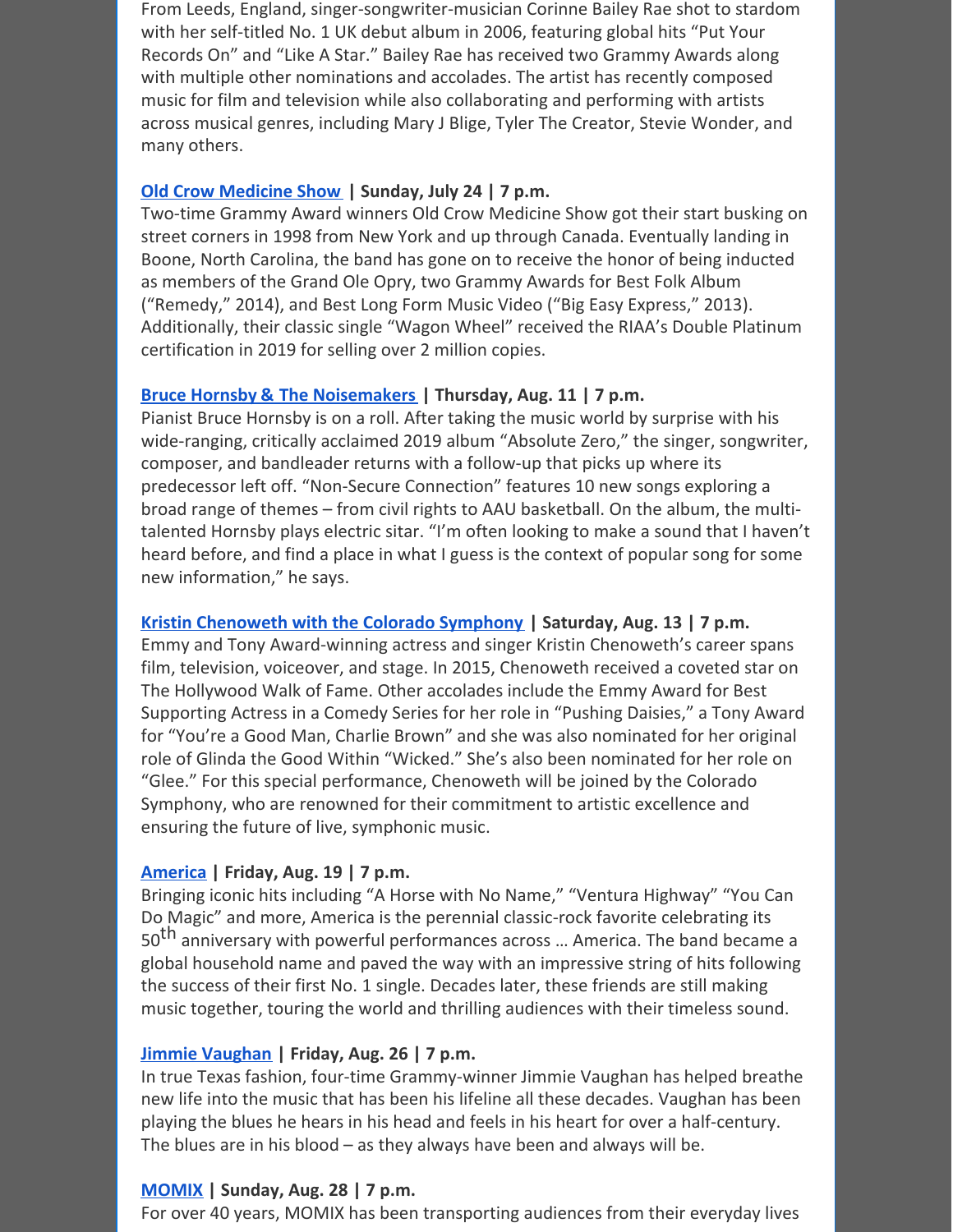From Leeds, England, singer-songwriter-musician Corinne Bailey Rae shot to stardom with her self-titled No. 1 UK debut album in 2006, featuring global hits "Put Your Records On" and "Like A Star." Bailey Rae has received two Grammy Awards along with multiple other nominations and accolades. The artist has recently composed music for film and television while also collaborating and performing with artists across musical genres, including Mary J Blige, Tyler The Creator, Stevie Wonder, and many others.

**Old Crow Medicine Show | Sunday, July 24 | 7 p.m.**

Two-time Grammy Award winners Old Crow Medicine Show got their start busking on street corners in 1998 from New York and up through Canada. Eventually landing in Boone, North Carolina, the band has gone on to receive the honor of being inducted as members of the Grand Ole Opry, two Grammy Awards for Best Folk Album ("Remedy," 2014), and Best Long Form Music Video ("Big Easy Express," 2013). Additionally, their classic single "Wagon Wheel" received the RIAA's Double Platinum certification in 2019 for selling over 2 million copies.

**Bruce Hornsby & The Noisemakers | Thursday, Aug. 11 | 7 p.m.**

Pianist Bruce Hornsby is on a roll. After taking the music world by surprise with his wide-ranging, critically acclaimed 2019 album "Absolute Zero," the singer, songwriter, composer, and bandleader returns with a follow-up that picks up where its predecessor left off. "Non-Secure Connection" features 10 new songs exploring a broad range of themes – from civil rights to AAU basketball. On the album, the multi-talented Hornsby plays electric sitar. "I'm often looking to make a sound that I haven't heard before, and find a place in what I guess is the context of popular song for some new information," he says.

**Kristin Chenoweth with the Colorado Symphony | Saturday, Aug. 13 | 7 p.m.**

Emmy and Tony Award-winning actress and singer Kristin Chenoweth's career spans film, television, voiceover, and stage. In 2015, Chenoweth received a coveted star on The Hollywood Walk of Fame. Other accolades include the Emmy Award for Best Supporting Actress in a Comedy Series for her role in "Pushing Daisies," a Tony Award for "You're a Good Man, Charlie Brown" and she was also nominated for her original role of Glinda the Good Within "Wicked." She's also been nominated for her role on "Glee." For this special performance, Chenoweth will be joined by the Colorado Symphony, who are renowned for their commitment to artistic excellence and ensuring the future of live, symphonic music.

**America | Friday, Aug. 19 | 7 p.m.**

Bringing iconic hits including "A Horse with No Name," "Ventura Highway" "You Can Do Magic" and more, America is the perennial classic-rock favorite celebrating its 50th anniversary with powerful performances across … America. The band became a global household name and paved the way with an impressive string of hits following the success of their first No. 1 single. Decades later, these friends are still making music together, touring the world and thrilling audiences with their timeless sound.

**Jimmie Vaughan | Friday, Aug. 26 | 7 p.m.**

In true Texas fashion, four-time Grammy-winner Jimmie Vaughan has helped breathe new life into the music that has been his lifeline all these decades. Vaughan has been playing the blues he hears in his head and feels in his heart for over a half-century. The blues are in his blood – as they always have been and always will be.

**MOMIX | Sunday, Aug. 28 | 7 p.m.**

For over 40 years, MOMIX has been transporting audiences from their everyday lives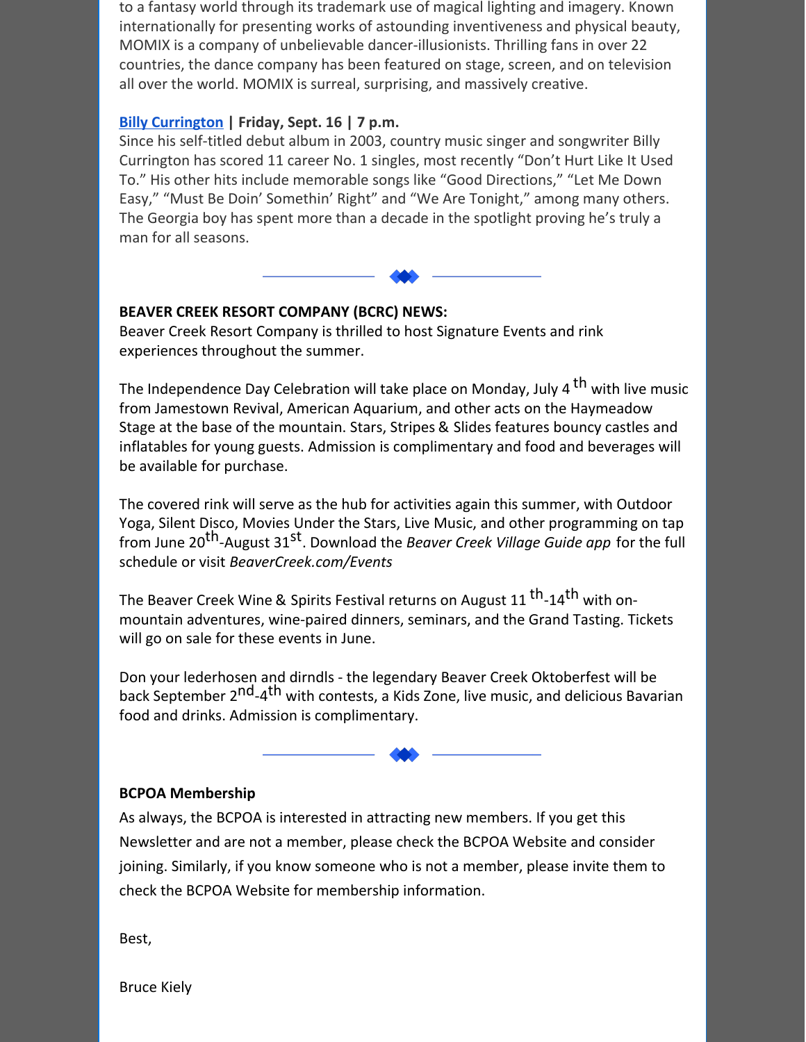to a fantasy world through its trademark use of magical lighting and imagery. Known internationally for presenting works of astounding inventiveness and physical beauty, MOMIX is a company of unbelievable dancer-illusionists. Thrilling fans in over 22 countries, the dance company has been featured on stage, screen, and on television all over the world. MOMIX is surreal, surprising, and massively creative.

**Billy Currington | Friday, Sept. 16 | 7 p.m.**
Since his self-titled debut album in 2003, country music singer and songwriter Billy Currington has scored 11 career No. 1 singles, most recently "Don't Hurt Like It Used To." His other hits include memorable songs like "Good Directions," "Let Me Down Easy," "Must Be Doin' Somethin' Right" and "We Are Tonight," among many others. The Georgia boy has spent more than a decade in the spotlight proving he's truly a man for all seasons.

---

**BEAVER CREEK RESORT COMPANY (BCRC) NEWS:**
Beaver Creek Resort Company is thrilled to host Signature Events and rink experiences throughout the summer.

The Independence Day Celebration will take place on Monday, July 4th with live music from Jamestown Revival, American Aquarium, and other acts on the Haymeadow Stage at the base of the mountain. Stars, Stripes & Slides features bouncy castles and inflatables for young guests. Admission is complimentary and food and beverages will be available for purchase.

The covered rink will serve as the hub for activities again this summer, with Outdoor Yoga, Silent Disco, Movies Under the Stars, Live Music, and other programming on tap from June 20th-August 31st. Download the *Beaver Creek Village Guide app* for the full schedule or visit *BeaverCreek.com/Events*

The Beaver Creek Wine & Spirits Festival returns on August 11th-14th with on-mountain adventures, wine-paired dinners, seminars, and the Grand Tasting. Tickets will go on sale for these events in June.

Don your lederhosen and dirndls - the legendary Beaver Creek Oktoberfest will be back September 2nd-4th with contests, a Kids Zone, live music, and delicious Bavarian food and drinks. Admission is complimentary.

---

**BCPOA Membership**
As always, the BCPOA is interested in attracting new members. If you get this Newsletter and are not a member, please check the BCPOA Website and consider joining. Similarly, if you know someone who is not a member, please invite them to check the BCPOA Website for membership information.

Best,

Bruce Kiely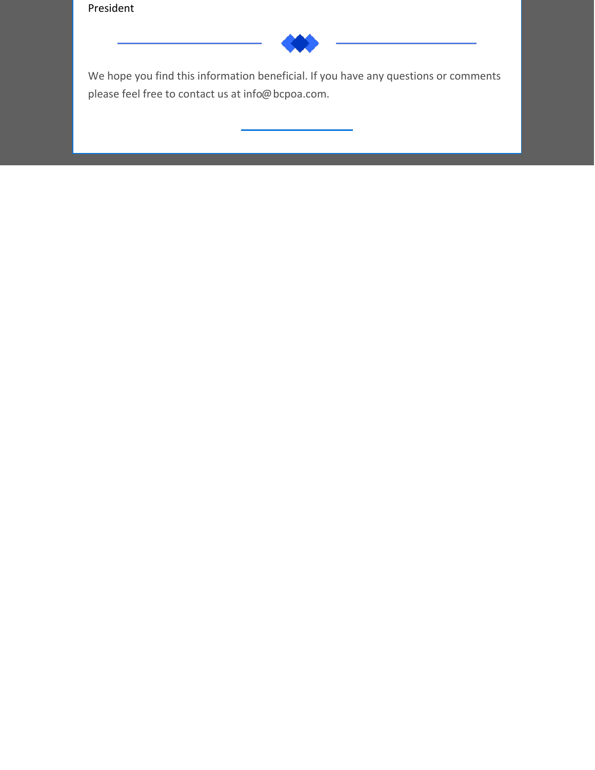President

We hope you find this information beneficial. If you have any questions or comments please feel free to contact us at info@bcpoa.com.